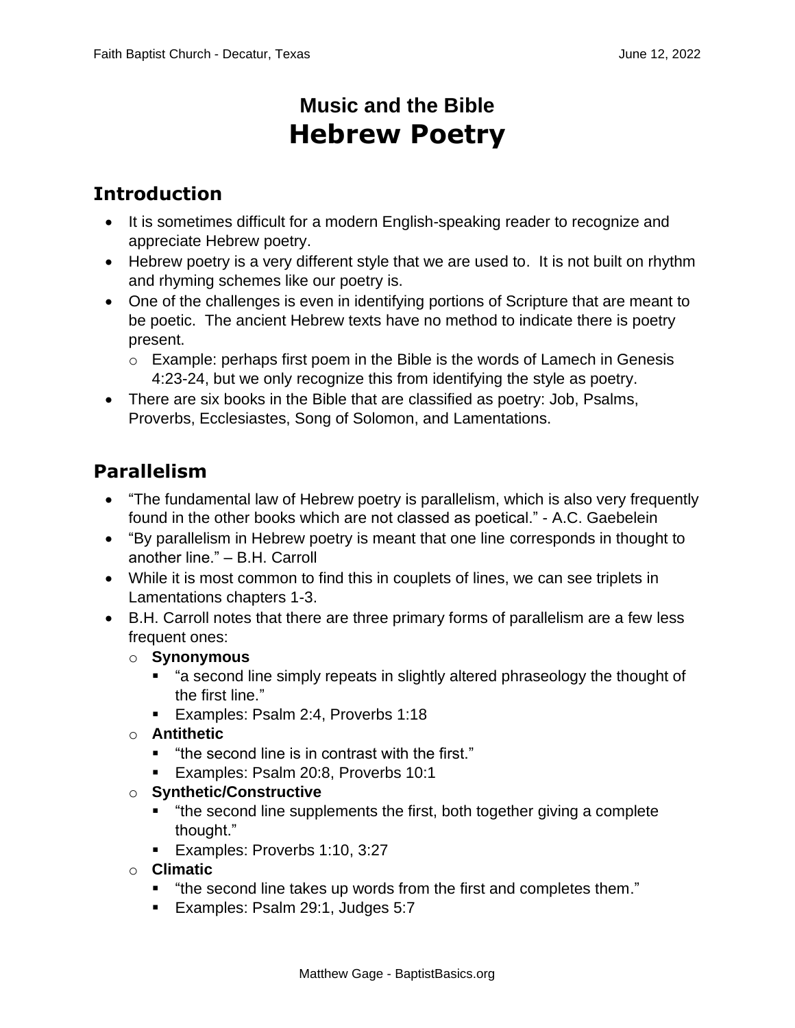# Music and the Bible
# Hebrew Poetry

## Introduction

- It is sometimes difficult for a modern English-speaking reader to recognize and appreciate Hebrew poetry.
- Hebrew poetry is a very different style that we are used to. It is not built on rhythm and rhyming schemes like our poetry is.
- One of the challenges is even in identifying portions of Scripture that are meant to be poetic. The ancient Hebrew texts have no method to indicate there is poetry present.
  - Example: perhaps first poem in the Bible is the words of Lamech in Genesis 4:23-24, but we only recognize this from identifying the style as poetry.
- There are six books in the Bible that are classified as poetry: Job, Psalms, Proverbs, Ecclesiastes, Song of Solomon, and Lamentations.

## Parallelism

- "The fundamental law of Hebrew poetry is parallelism, which is also very frequently found in the other books which are not classed as poetical." - A.C. Gaebelein
- "By parallelism in Hebrew poetry is meant that one line corresponds in thought to another line." – B.H. Carroll
- While it is most common to find this in couplets of lines, we can see triplets in Lamentations chapters 1-3.
- B.H. Carroll notes that there are three primary forms of parallelism are a few less frequent ones:
  - **Synonymous**
    - "a second line simply repeats in slightly altered phraseology the thought of the first line."
    - Examples: Psalm 2:4, Proverbs 1:18
  - **Antithetic**
    - "the second line is in contrast with the first."
    - Examples: Psalm 20:8, Proverbs 10:1
  - **Synthetic/Constructive**
    - "the second line supplements the first, both together giving a complete thought."
    - Examples: Proverbs 1:10, 3:27
  - **Climatic**
    - "the second line takes up words from the first and completes them."
    - Examples: Psalm 29:1, Judges 5:7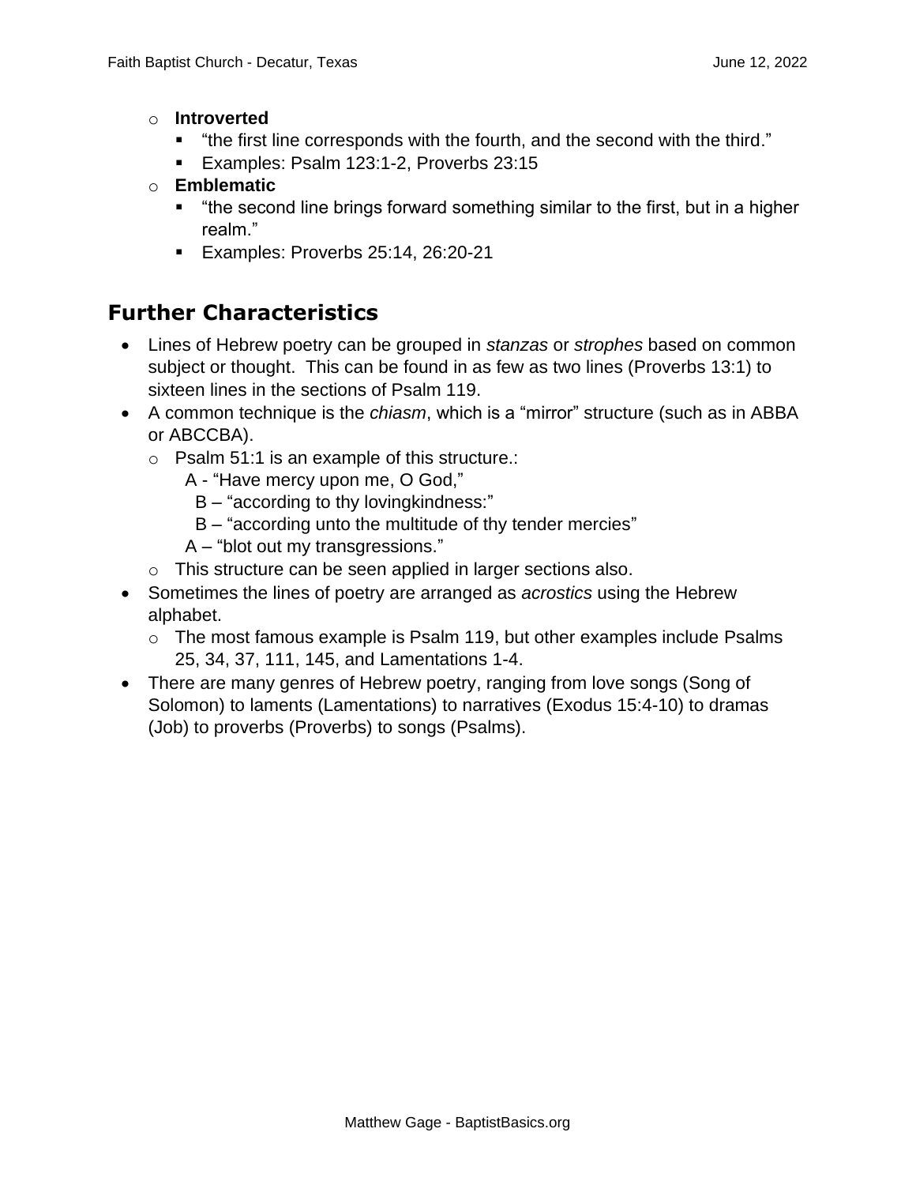- **Introverted**
  - "the first line corresponds with the fourth, and the second with the third."
  - Examples: Psalm 123:1-2, Proverbs 23:15
- **Emblematic**
  - "the second line brings forward something similar to the first, but in a higher realm."
  - Examples: Proverbs 25:14, 26:20-21

## Further Characteristics

- Lines of Hebrew poetry can be grouped in *stanzas* or *strophes* based on common subject or thought. This can be found in as few as two lines (Proverbs 13:1) to sixteen lines in the sections of Psalm 119.
- A common technique is the *chiasm*, which is a "mirror" structure (such as in ABBA or ABCCBA).
  - Psalm 51:1 is an example of this structure.:

    A - "Have mercy upon me, O God,"

    B – "according to thy lovingkindness:"

    B – "according unto the multitude of thy tender mercies"

    A – "blot out my transgressions."
  - This structure can be seen applied in larger sections also.
- Sometimes the lines of poetry are arranged as *acrostics* using the Hebrew alphabet.
  - The most famous example is Psalm 119, but other examples include Psalms 25, 34, 37, 111, 145, and Lamentations 1-4.
- There are many genres of Hebrew poetry, ranging from love songs (Song of Solomon) to laments (Lamentations) to narratives (Exodus 15:4-10) to dramas (Job) to proverbs (Proverbs) to songs (Psalms).